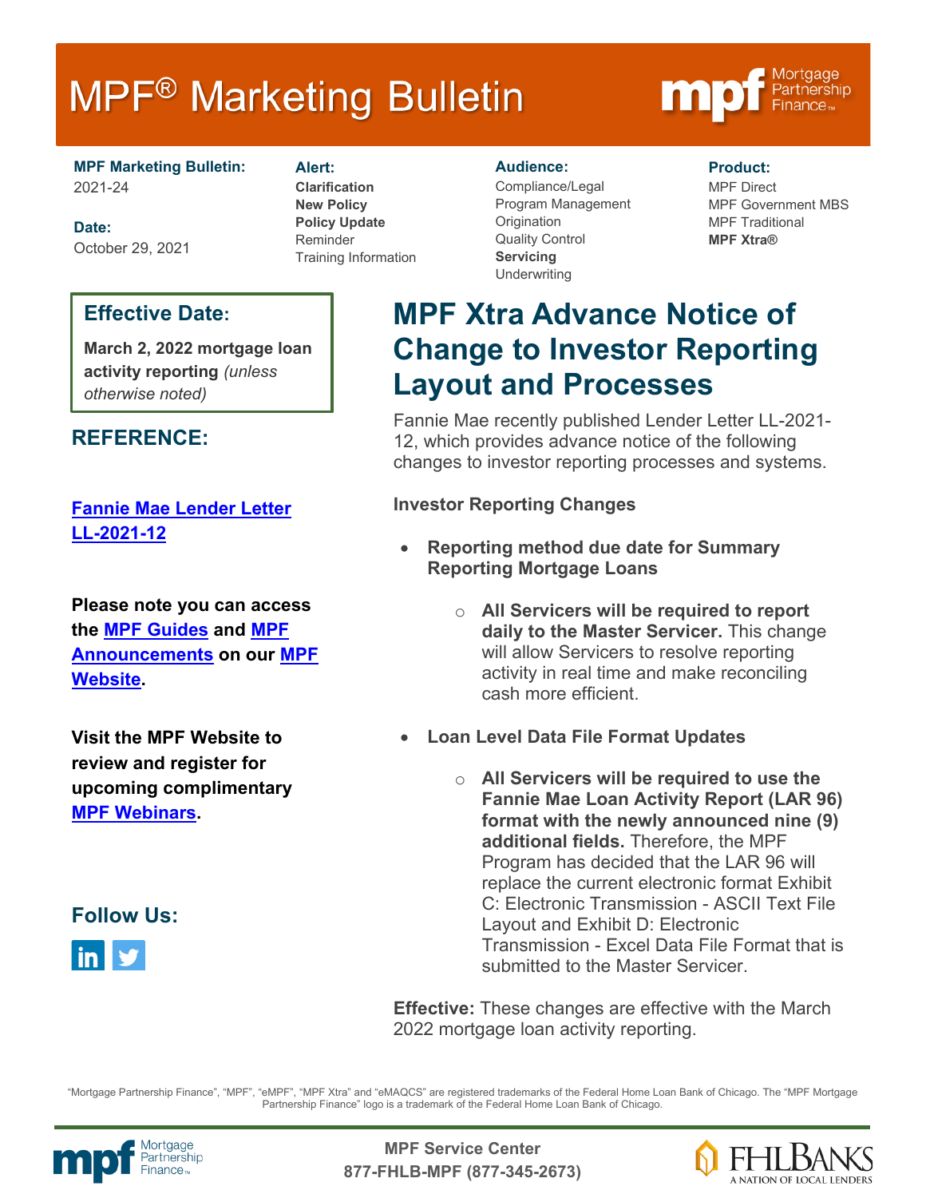# MPF® Marketing Bulletin

**MPF Marketing Bulletin:**
2021-24

**Date:**
October 29, 2021

**Alert:**
**Clarification**
**New Policy**
**Policy Update**
Reminder
Training Information

**Audience:**
Compliance/Legal
Program Management
Origination
Quality Control
**Servicing**
Underwriting

**Product:**
MPF Direct
MPF Government MBS
MPF Traditional
**MPF Xtra®**

## Effective Date:

**March 2, 2022 mortgage loan activity reporting** *(unless otherwise noted)*

## REFERENCE:

[Fannie Mae Lender Letter LL-2021-12]

**Please note you can access the [MPF Guides] and [MPF Announcements] on our [MPF Website].**

**Visit the MPF Website to review and register for upcoming complimentary [MPF Webinars].**

## Follow Us:

# MPF Xtra Advance Notice of Change to Investor Reporting Layout and Processes

Fannie Mae recently published Lender Letter LL-2021-12, which provides advance notice of the following changes to investor reporting processes and systems.

**Investor Reporting Changes**

- **Reporting method due date for Summary Reporting Mortgage Loans**
  - **All Servicers will be required to report daily to the Master Servicer.** This change will allow Servicers to resolve reporting activity in real time and make reconciling cash more efficient.
- **Loan Level Data File Format Updates**
  - **All Servicers will be required to use the Fannie Mae Loan Activity Report (LAR 96) format with the newly announced nine (9) additional fields.** Therefore, the MPF Program has decided that the LAR 96 will replace the current electronic format Exhibit C: Electronic Transmission - ASCII Text File Layout and Exhibit D: Electronic Transmission - Excel Data File Format that is submitted to the Master Servicer.

**Effective:** These changes are effective with the March 2022 mortgage loan activity reporting.

"Mortgage Partnership Finance", "MPF", "eMPF", "MPF Xtra" and "eMAQCS" are registered trademarks of the Federal Home Loan Bank of Chicago. The "MPF Mortgage Partnership Finance" logo is a trademark of the Federal Home Loan Bank of Chicago.

**MPF Service Center**
**877-FHLB-MPF (877-345-2673)**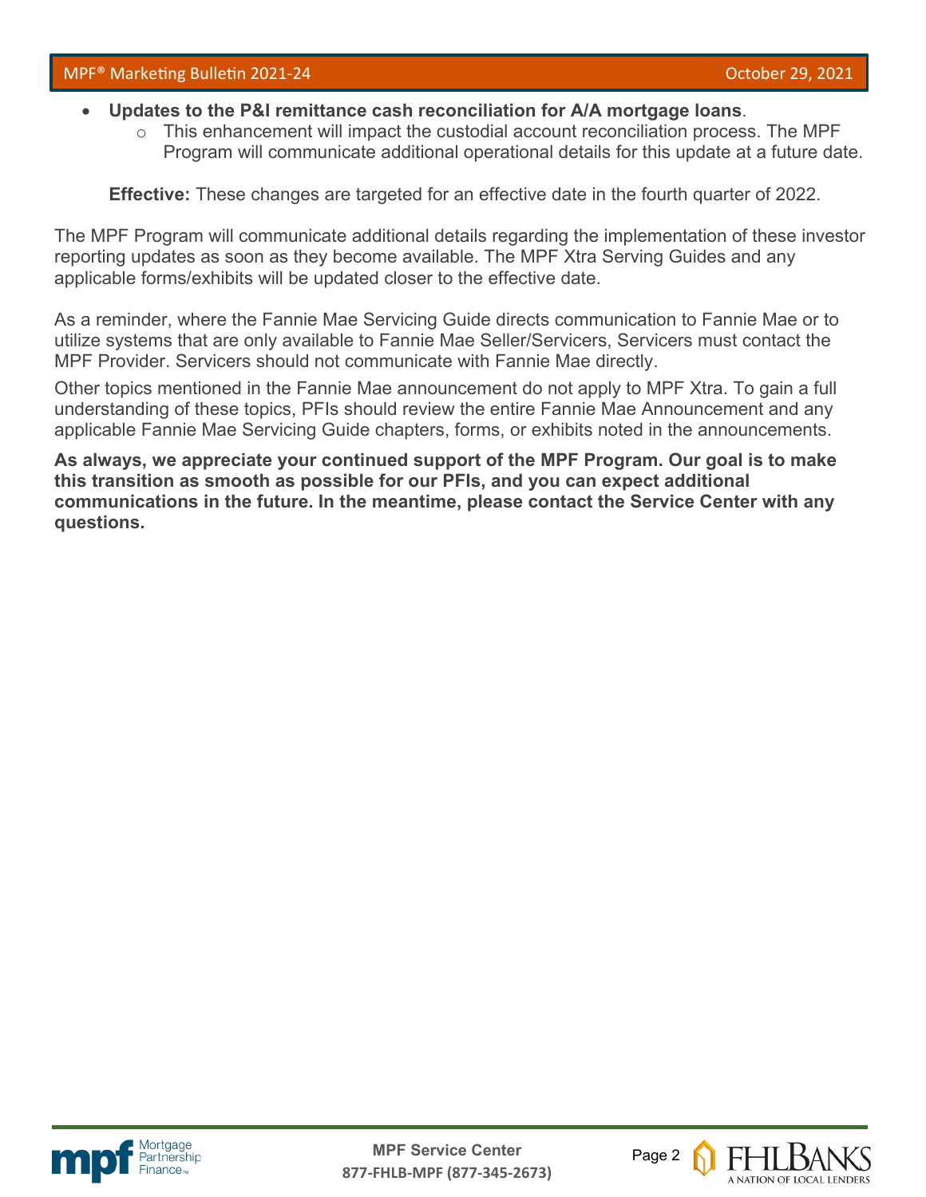- **Updates to the P&I remittance cash reconciliation for A/A mortgage loans**.
  - This enhancement will impact the custodial account reconciliation process. The MPF Program will communicate additional operational details for this update at a future date.

**Effective:** These changes are targeted for an effective date in the fourth quarter of 2022.

The MPF Program will communicate additional details regarding the implementation of these investor reporting updates as soon as they become available. The MPF Xtra Serving Guides and any applicable forms/exhibits will be updated closer to the effective date.

As a reminder, where the Fannie Mae Servicing Guide directs communication to Fannie Mae or to utilize systems that are only available to Fannie Mae Seller/Servicers, Servicers must contact the MPF Provider. Servicers should not communicate with Fannie Mae directly.

Other topics mentioned in the Fannie Mae announcement do not apply to MPF Xtra. To gain a full understanding of these topics, PFIs should review the entire Fannie Mae Announcement and any applicable Fannie Mae Servicing Guide chapters, forms, or exhibits noted in the announcements.

**As always, we appreciate your continued support of the MPF Program. Our goal is to make this transition as smooth as possible for our PFIs, and you can expect additional communications in the future. In the meantime, please contact the Service Center with any questions.**